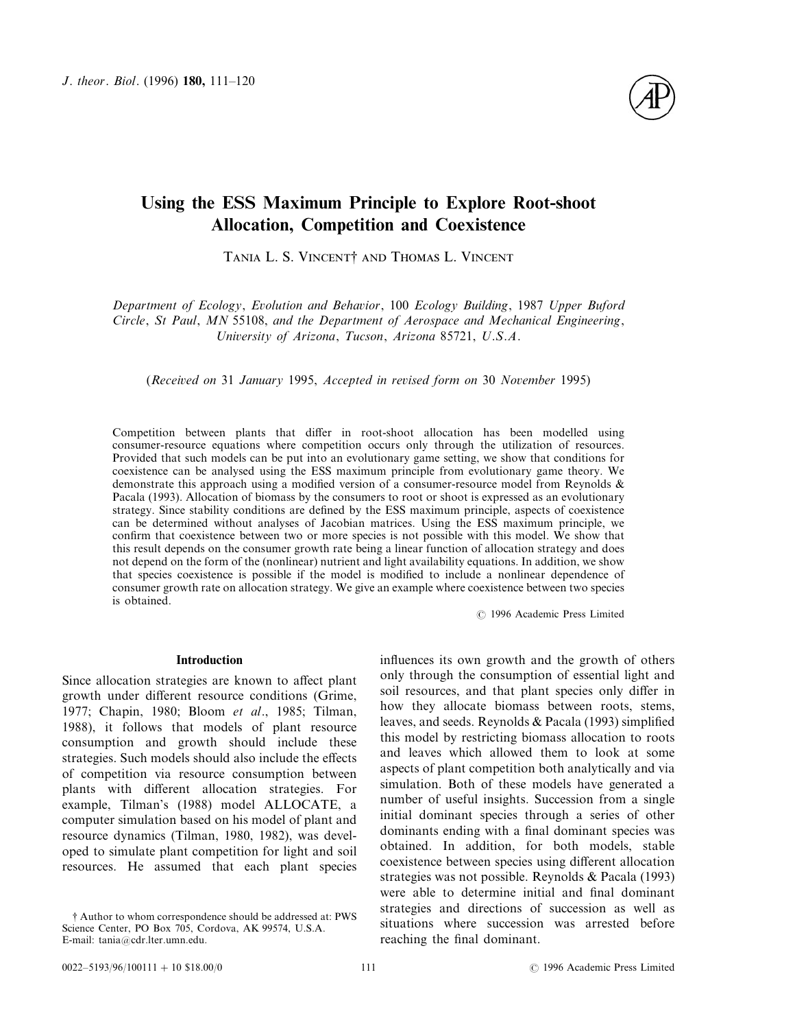# Using the ESS Maximum Principle to Explore Root-shoot Allocation, Competition and Coexistence

Tania L. S. Vincent† and Thomas L. Vincent

*Department of Ecology, Evolution and Behavior, 100 Ecology Building, 1987 Upper Buford Circle, St Paul, MN 55108, and the Department of Aerospace and Mechanical Engineering, University of Arizona, Tucson, Arizona 85721, U.S.A.*

(*Received on* 31 *January* 1995, *Accepted in revised form on* 30 *November* 1995)

Competition between plants that differ in root-shoot allocation has been modelled using consumer-resource equations where competition occurs only through the utilization of resources. Provided that such models can be put into an evolutionary game setting, we show that conditions for coexistence can be analysed using the ESS maximum principle from evolutionary game theory. We demonstrate this approach using a modified version of a consumer-resource model from Reynolds & Pacala (1993). Allocation of biomass by the consumers to root or shoot is expressed as an evolutionary strategy. Since stability conditions are defined by the ESS maximum principle, aspects of coexistence can be determined without analyses of Jacobian matrices. Using the ESS maximum principle, we confirm that coexistence between two or more species is not possible with this model. We show that this result depends on the consumer growth rate being a linear function of allocation strategy and does not depend on the form of the (nonlinear) nutrient and light availability equations. In addition, we show that species coexistence is possible if the model is modified to include a nonlinear dependence of consumer growth rate on allocation strategy. We give an example where coexistence between two species is obtained.

© 1996 Academic Press Limited

## Introduction

Since allocation strategies are known to affect plant growth under different resource conditions (Grime, 1977; Chapin, 1980; Bloom *et al*., 1985; Tilman, 1988), it follows that models of plant resource consumption and growth should include these strategies. Such models should also include the effects of competition via resource consumption between plants with different allocation strategies. For example, Tilman's (1988) model ALLOCATE, a computer simulation based on his model of plant and resource dynamics (Tilman, 1980, 1982), was developed to simulate plant competition for light and soil resources. He assumed that each plant species influences its own growth and the growth of others only through the consumption of essential light and soil resources, and that plant species only differ in how they allocate biomass between roots, stems, leaves, and seeds. Reynolds & Pacala (1993) simplified this model by restricting biomass allocation to roots and leaves which allowed them to look at some aspects of plant competition both analytically and via simulation. Both of these models have generated a number of useful insights. Succession from a single initial dominant species through a series of other dominants ending with a final dominant species was obtained. In addition, for both models, stable coexistence between species using different allocation strategies was not possible. Reynolds & Pacala (1993) were able to determine initial and final dominant strategies and directions of succession as well as situations where succession was arrested before reaching the final dominant.

† Author to whom correspondence should be addressed at: PWS Science Center, PO Box 705, Cordova, AK 99574, U.S.A. E-mail: tania@cdr.lter.umn.edu.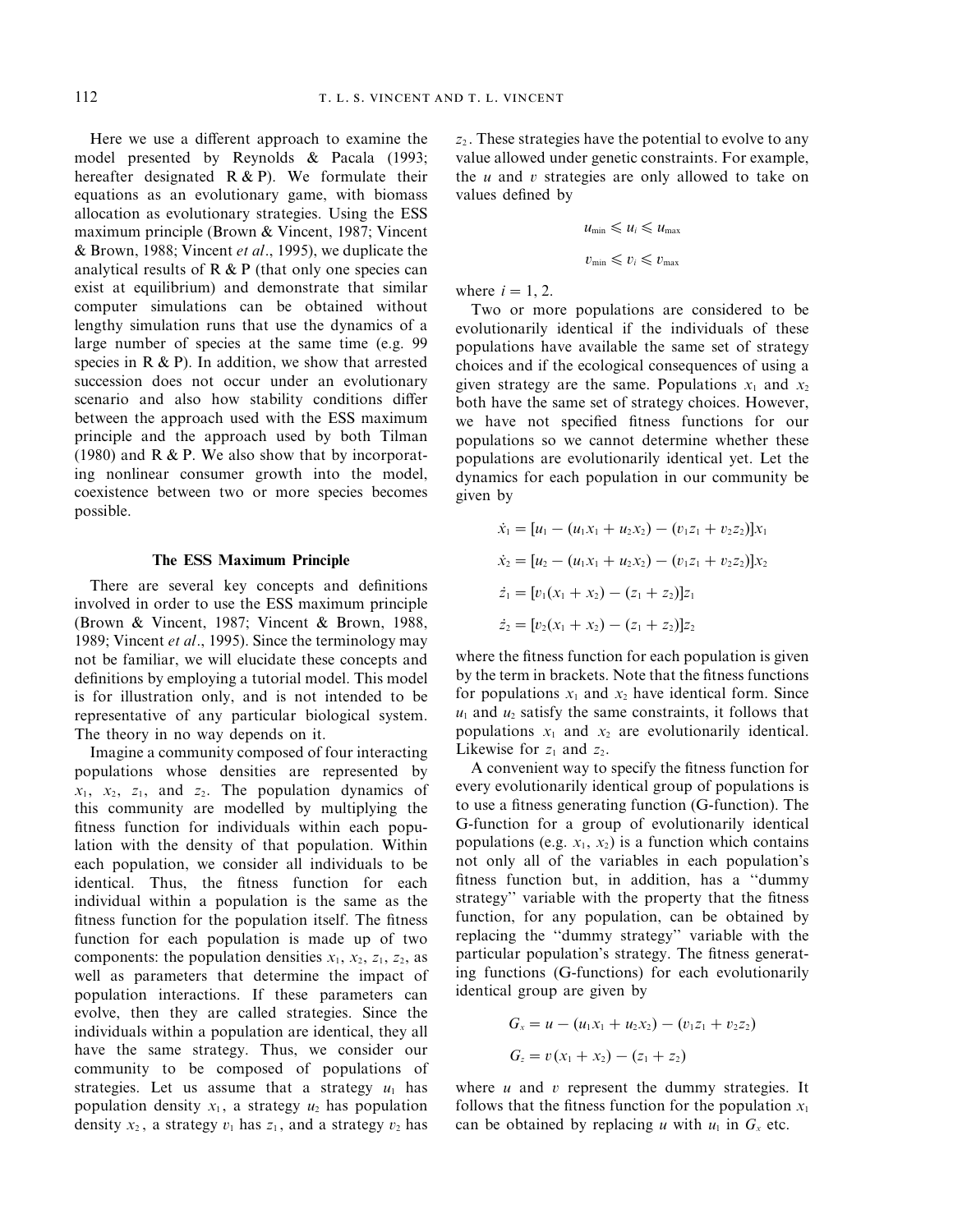Here we use a different approach to examine the model presented by Reynolds & Pacala (1993; hereafter designated R & P). We formulate their equations as an evolutionary game, with biomass allocation as evolutionary strategies. Using the ESS maximum principle (Brown & Vincent, 1987; Vincent & Brown, 1988; Vincent *et al*., 1995), we duplicate the analytical results of R & P (that only one species can exist at equilibrium) and demonstrate that similar computer simulations can be obtained without lengthy simulation runs that use the dynamics of a large number of species at the same time (e.g. 99 species in R & P). In addition, we show that arrested succession does not occur under an evolutionary scenario and also how stability conditions differ between the approach used with the ESS maximum principle and the approach used by both Tilman (1980) and R & P. We also show that by incorporating nonlinear consumer growth into the model, coexistence between two or more species becomes possible.

## The ESS Maximum Principle

There are several key concepts and definitions involved in order to use the ESS maximum principle (Brown & Vincent, 1987; Vincent & Brown, 1988, 1989; Vincent *et al*., 1995). Since the terminology may not be familiar, we will elucidate these concepts and definitions by employing a tutorial model. This model is for illustration only, and is not intended to be representative of any particular biological system. The theory in no way depends on it.

Imagine a community composed of four interacting populations whose densities are represented by $x_1$, $x_2$, $z_1$, and $z_2$. The population dynamics of this community are modelled by multiplying the fitness function for individuals within each population with the density of that population. Within each population, we consider all individuals to be identical. Thus, the fitness function for each individual within a population is the same as the fitness function for the population itself. The fitness function for each population is made up of two components: the population densities $x_1$, $x_2$, $z_1$, $z_2$, as well as parameters that determine the impact of population interactions. If these parameters can evolve, then they are called strategies. Since the individuals within a population are identical, they all have the same strategy. Thus, we consider our community to be composed of populations of strategies. Let us assume that a strategy $u_1$ has population density $x_1$, a strategy $u_2$ has population density $x_2$, a strategy $v_1$ has $z_1$, and a strategy $v_2$ has $z_2$. These strategies have the potential to evolve to any value allowed under genetic constraints. For example, the $u$ and $v$ strategies are only allowed to take on values defined by

$$u_{\min} \leqslant u_i \leqslant u_{\max}$$

$$v_{\min} \leqslant v_i \leqslant v_{\max}$$

where $i = 1, 2$.

Two or more populations are considered to be evolutionarily identical if the individuals of these populations have available the same set of strategy choices and if the ecological consequences of using a given strategy are the same. Populations $x_1$ and $x_2$ both have the same set of strategy choices. However, we have not specified fitness functions for our populations so we cannot determine whether these populations are evolutionarily identical yet. Let the dynamics for each population in our community be given by

$$\dot{x}_1 = [u_1 - (u_1 x_1 + u_2 x_2) - (v_1 z_1 + v_2 z_2)]x_1$$

$$\dot{x}_2 = [u_2 - (u_1 x_1 + u_2 x_2) - (v_1 z_1 + v_2 z_2)]x_2$$

$$\dot{z}_1 = [v_1(x_1 + x_2) - (z_1 + z_2)]z_1$$

$$\dot{z}_2 = [v_2(x_1 + x_2) - (z_1 + z_2)]z_2$$

where the fitness function for each population is given by the term in brackets. Note that the fitness functions for populations $x_1$ and $x_2$ have identical form. Since $u_1$ and $u_2$ satisfy the same constraints, it follows that populations $x_1$ and $x_2$ are evolutionarily identical. Likewise for $z_1$ and $z_2$.

A convenient way to specify the fitness function for every evolutionarily identical group of populations is to use a fitness generating function (G-function). The G-function for a group of evolutionarily identical populations (e.g. $x_1$, $x_2$) is a function which contains not only all of the variables in each population's fitness function but, in addition, has a "dummy strategy" variable with the property that the fitness function, for any population, can be obtained by replacing the "dummy strategy" variable with the particular population's strategy. The fitness generating functions (G-functions) for each evolutionarily identical group are given by

$$G_x = u - (u_1 x_1 + u_2 x_2) - (v_1 z_1 + v_2 z_2)$$

$$G_z = v(x_1 + x_2) - (z_1 + z_2)$$

where $u$ and $v$ represent the dummy strategies. It follows that the fitness function for the population $x_1$ can be obtained by replacing $u$ with $u_1$ in $G_x$ etc.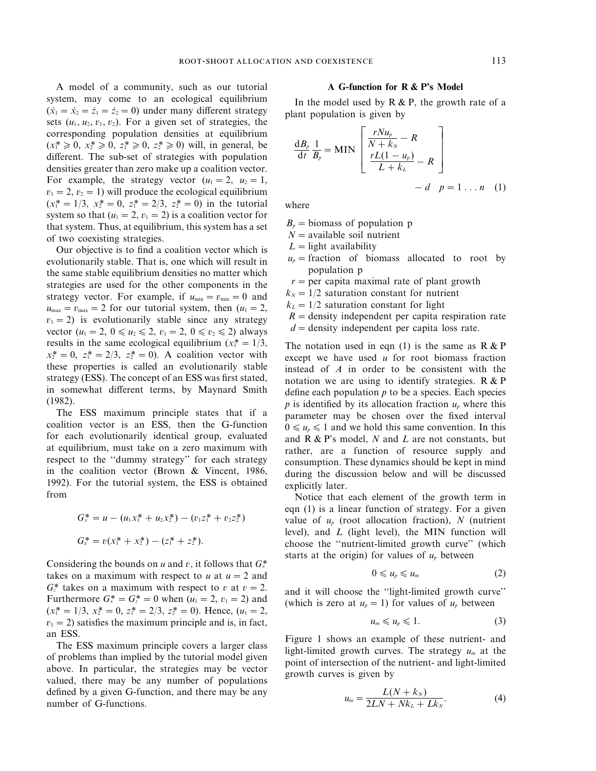A model of a community, such as our tutorial system, may come to an ecological equilibrium ($\dot{x}_1 = \dot{x}_2 = \dot{z}_1 = \dot{z}_2 = 0$) under many different strategy sets ($u_1, u_2, v_1, v_2$). For a given set of strategies, the corresponding population densities at equilibrium ($x_1^* \geqslant 0$, $x_2^* \geqslant 0$, $z_1^* \geqslant 0$, $z_2^* \geqslant 0$) will, in general, be different. The sub-set of strategies with population densities greater than zero make up a coalition vector. For example, the strategy vector ($u_1 = 2$, $u_2 = 1$, $v_1 = 2$, $v_2 = 1$) will produce the ecological equilibrium ($x_1^* = 1/3$, $x_2^* = 0$, $z_1^* = 2/3$, $z_2^* = 0$) in the tutorial system so that ($u_1 = 2$, $v_1 = 2$) is a coalition vector for that system. Thus, at equilibrium, this system has a set of two coexisting strategies.

Our objective is to find a coalition vector which is evolutionarily stable. That is, one which will result in the same stable equilibrium densities no matter which strategies are used for the other components in the strategy vector. For example, if $u_{\min} = v_{\min} = 0$ and $u_{\max} = v_{\max} = 2$ for our tutorial system, then ($u_1 = 2$, $v_1 = 2$) is evolutionarily stable since any strategy vector ($u_1 = 2$, $0 \leqslant u_2 \leqslant 2$, $v_1 = 2$, $0 \leqslant v_2 \leqslant 2$) always results in the same ecological equilibrium ($x_1^* = 1/3$, $x_2^* = 0$, $z_1^* = 2/3$, $z_2^* = 0$). A coalition vector with these properties is called an evolutionarily stable strategy (ESS). The concept of an ESS was first stated, in somewhat different terms, by Maynard Smith (1982).

The ESS maximum principle states that if a coalition vector is an ESS, then the G-function for each evolutionarily identical group, evaluated at equilibrium, must take on a zero maximum with respect to the "dummy strategy" for each strategy in the coalition vector (Brown & Vincent, 1986, 1992). For the tutorial system, the ESS is obtained from

$$G_x^* = u - (u_1 x_1^* + u_2 x_2^*) - (v_1 z_1^* + v_2 z_2^*)$$

$$G_z^* = v(x_1^* + x_2^*) - (z_1^* + z_2^*).$$

Considering the bounds on $u$ and $v$, it follows that $G_x^*$ takes on a maximum with respect to $u$ at $u = 2$ and $G_z^*$ takes on a maximum with respect to $v$ at $v = 2$. Furthermore $G_x^* = G_z^* = 0$ when ($u_1 = 2$, $v_1 = 2$) and ($x_1^* = 1/3$, $x_2^* = 0$, $z_1^* = 2/3$, $z_2^* = 0$). Hence, ($u_1 = 2$, $v_1 = 2$) satisfies the maximum principle and is, in fact, an ESS.

The ESS maximum principle covers a larger class of problems than implied by the tutorial model given above. In particular, the strategies may be vector valued, there may be any number of populations defined by a given G-function, and there may be any number of G-functions.

### A G-function for R & P's Model

In the model used by R & P, the growth rate of a plant population is given by

$$\frac{dB_p}{dt}\frac{1}{B_p} = \text{MIN}\left[\begin{array}{c} \dfrac{rNu_p}{N + k_N} - R \\ \dfrac{rL(1 - u_p)}{L + k_L} - R \end{array}\right] - d \quad p = 1 \ldots n \quad (1)$$

where

$B_p$ = biomass of population p
$N$ = available soil nutrient
$L$ = light availability
$u_p$ = fraction of biomass allocated to root by population p
$r$ = per capita maximal rate of plant growth
$k_N$ = 1/2 saturation constant for nutrient
$k_L$ = 1/2 saturation constant for light
$R$ = density independent per capita respiration rate
$d$ = density independent per capita loss rate.

The notation used in eqn (1) is the same as R & P except we have used $u$ for root biomass fraction instead of $A$ in order to be consistent with the notation we are using to identify strategies. R & P define each population $p$ to be a species. Each species $p$ is identified by its allocation fraction $u_p$ where this parameter may be chosen over the fixed interval $0 \leqslant u_p \leqslant 1$ and we hold this same convention. In this and R & P's model, $N$ and $L$ are not constants, but rather, are a function of resource supply and consumption. These dynamics should be kept in mind during the discussion below and will be discussed explicitly later.

Notice that each element of the growth term in eqn (1) is a linear function of strategy. For a given value of $u_p$ (root allocation fraction), $N$ (nutrient level), and $L$ (light level), the MIN function will choose the "nutrient-limited growth curve" (which starts at the origin) for values of $u_p$ between

$$0 \leqslant u_p \leqslant u_m \quad (2)$$

and it will choose the "light-limited growth curve" (which is zero at $u_p = 1$) for values of $u_p$ between

$$u_m \leqslant u_p \leqslant 1. \quad (3)$$

Figure 1 shows an example of these nutrient- and light-limited growth curves. The strategy $u_m$ at the point of intersection of the nutrient- and light-limited growth curves is given by

$$u_m = \frac{L(N + k_N)}{2LN + Nk_L + Lk_N}. \quad (4)$$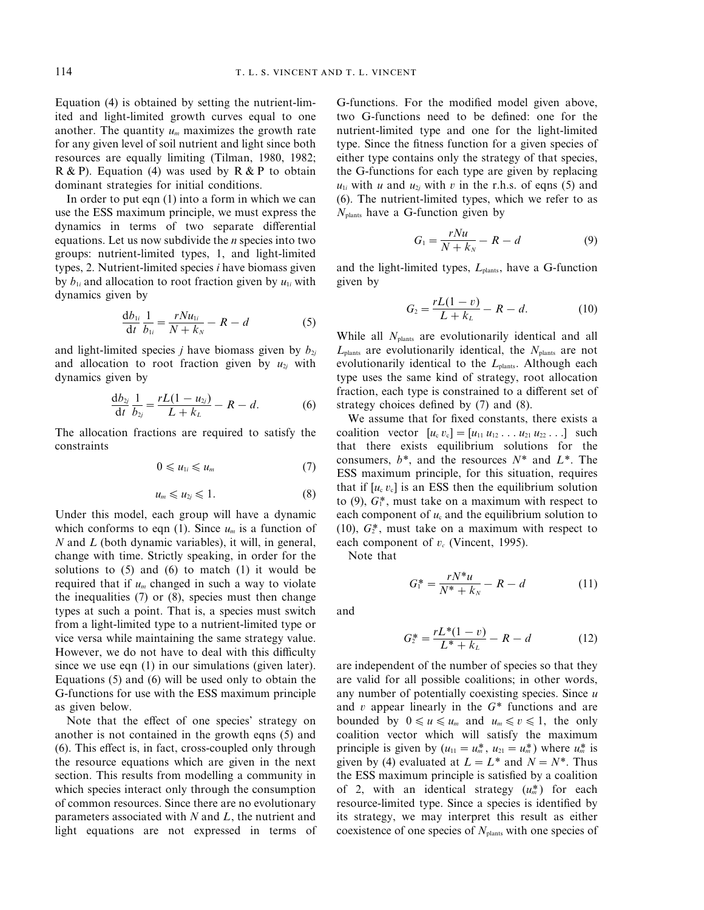Equation (4) is obtained by setting the nutrient-limited and light-limited growth curves equal to one another. The quantity $u_m$ maximizes the growth rate for any given level of soil nutrient and light since both resources are equally limiting (Tilman, 1980, 1982; R & P). Equation (4) was used by R & P to obtain dominant strategies for initial conditions.

In order to put eqn (1) into a form in which we can use the ESS maximum principle, we must express the dynamics in terms of two separate differential equations. Let us now subdivide the $n$ species into two groups: nutrient-limited types, 1, and light-limited types, 2. Nutrient-limited species $i$ have biomass given by $b_{1i}$ and allocation to root fraction given by $u_{1i}$ with dynamics given by

$$\frac{db_{1i}}{dt}\frac{1}{b_{1i}} = \frac{rNu_{1i}}{N + k_N} - R - d \tag{5}$$

and light-limited species $j$ have biomass given by $b_{2j}$ and allocation to root fraction given by $u_{2j}$ with dynamics given by

$$\frac{db_{2j}}{dt}\frac{1}{b_{2j}} = \frac{rL(1 - u_{2j})}{L + k_L} - R - d. \tag{6}$$

The allocation fractions are required to satisfy the constraints

$$0 \leqslant u_{1i} \leqslant u_m \tag{7}$$

$$u_m \leqslant u_{2j} \leqslant 1. \tag{8}$$

Under this model, each group will have a dynamic which conforms to eqn (1). Since $u_m$ is a function of $N$ and $L$ (both dynamic variables), it will, in general, change with time. Strictly speaking, in order for the solutions to (5) and (6) to match (1) it would be required that if $u_m$ changed in such a way to violate the inequalities (7) or (8), species must then change types at such a point. That is, a species must switch from a light-limited type to a nutrient-limited type or vice versa while maintaining the same strategy value. However, we do not have to deal with this difficulty since we use eqn (1) in our simulations (given later). Equations (5) and (6) will be used only to obtain the G-functions for use with the ESS maximum principle as given below.

Note that the effect of one species' strategy on another is not contained in the growth eqns (5) and (6). This effect is, in fact, cross-coupled only through the resource equations which are given in the next section. This results from modelling a community in which species interact only through the consumption of common resources. Since there are no evolutionary parameters associated with $N$ and $L$, the nutrient and light equations are not expressed in terms of G-functions. For the modified model given above, two G-functions need to be defined: one for the nutrient-limited type and one for the light-limited type. Since the fitness function for a given species of either type contains only the strategy of that species, the G-functions for each type are given by replacing $u_{1i}$ with $u$ and $u_{2j}$ with $v$ in the r.h.s. of eqns (5) and (6). The nutrient-limited types, which we refer to as $N_{\text{plants}}$ have a G-function given by

$$G_1 = \frac{rNu}{N + k_N} - R - d \tag{9}$$

and the light-limited types, $L_{\text{plants}}$, have a G-function given by

$$G_2 = \frac{rL(1 - v)}{L + k_L} - R - d. \tag{10}$$

While all $N_{\text{plants}}$ are evolutionarily identical and all $L_{\text{plants}}$ are evolutionarily identical, the $N_{\text{plants}}$ are not evolutionarily identical to the $L_{\text{plants}}$. Although each type uses the same kind of strategy, root allocation fraction, each type is constrained to a different set of strategy choices defined by (7) and (8).

We assume that for fixed constants, there exists a coalition vector $[u_c\, v_c] = [u_{11}\, u_{12} \ldots u_{21}\, u_{22} \ldots]$ such that there exists equilibrium solutions for the consumers, $b^*$, and the resources $N^*$ and $L^*$. The ESS maximum principle, for this situation, requires that if $[u_c\, v_c]$ is an ESS then the equilibrium solution to (9), $G_1^*$, must take on a maximum with respect to each component of $u_c$ and the equilibrium solution to (10), $G_2^*$, must take on a maximum with respect to each component of $v_c$ (Vincent, 1995).

Note that

$$G_1^* = \frac{rN^*u}{N^* + k_N} - R - d \tag{11}$$

and

$$G_2^* = \frac{rL^*(1 - v)}{L^* + k_L} - R - d \tag{12}$$

are independent of the number of species so that they are valid for all possible coalitions; in other words, any number of potentially coexisting species. Since $u$ and $v$ appear linearly in the $G^*$ functions and are bounded by $0 \leqslant u \leqslant u_m$ and $u_m \leqslant v \leqslant 1$, the only coalition vector which will satisfy the maximum principle is given by $(u_{11} = u_m^*,\, u_{21} = u_m^*)$ where $u_m^*$ is given by (4) evaluated at $L = L^*$ and $N = N^*$. Thus the ESS maximum principle is satisfied by a coalition of 2, with an identical strategy ($u_m^*$) for each resource-limited type. Since a species is identified by its strategy, we may interpret this result as either coexistence of one species of $N_{\text{plants}}$ with one species of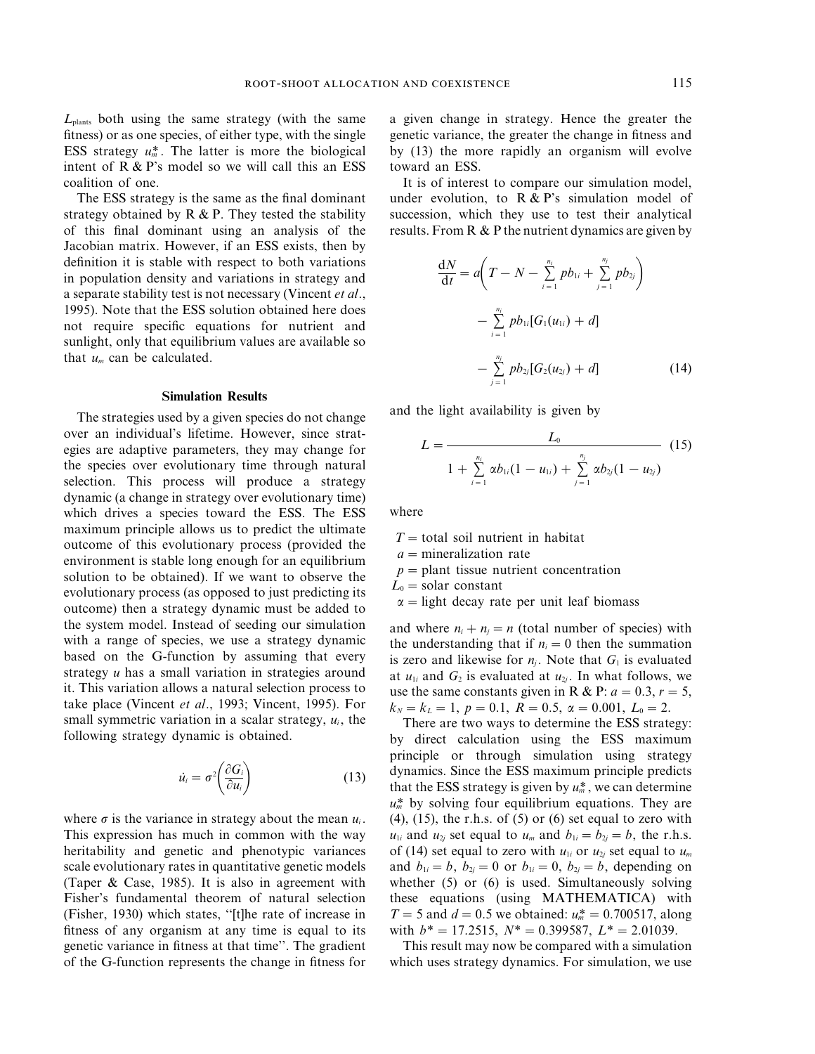$L_{plants}$ both using the same strategy (with the same fitness) or as one species, of either type, with the single ESS strategy $u_m^*$. The latter is more the biological intent of R & P's model so we will call this an ESS coalition of one.

The ESS strategy is the same as the final dominant strategy obtained by R & P. They tested the stability of this final dominant using an analysis of the Jacobian matrix. However, if an ESS exists, then by definition it is stable with respect to both variations in population density and variations in strategy and a separate stability test is not necessary (Vincent *et al*., 1995). Note that the ESS solution obtained here does not require specific equations for nutrient and sunlight, only that equilibrium values are available so that $u_m$ can be calculated.

## Simulation Results

The strategies used by a given species do not change over an individual's lifetime. However, since strategies are adaptive parameters, they may change for the species over evolutionary time through natural selection. This process will produce a strategy dynamic (a change in strategy over evolutionary time) which drives a species toward the ESS. The ESS maximum principle allows us to predict the ultimate outcome of this evolutionary process (provided the environment is stable long enough for an equilibrium solution to be obtained). If we want to observe the evolutionary process (as opposed to just predicting its outcome) then a strategy dynamic must be added to the system model. Instead of seeding our simulation with a range of species, we use a strategy dynamic based on the G-function by assuming that every strategy $u$ has a small variation in strategies around it. This variation allows a natural selection process to take place (Vincent *et al*., 1993; Vincent, 1995). For small symmetric variation in a scalar strategy, $u_i$, the following strategy dynamic is obtained.

$$\dot{u}_i = \sigma^2\left(\frac{\partial G_i}{\partial u_i}\right) \tag{13}$$

where $\sigma$ is the variance in strategy about the mean $u_i$. This expression has much in common with the way heritability and genetic and phenotypic variances scale evolutionary rates in quantitative genetic models (Taper & Case, 1985). It is also in agreement with Fisher's fundamental theorem of natural selection (Fisher, 1930) which states, "[t]he rate of increase in fitness of any organism at any time is equal to its genetic variance in fitness at that time". The gradient of the G-function represents the change in fitness for a given change in strategy. Hence the greater the genetic variance, the greater the change in fitness and by (13) the more rapidly an organism will evolve toward an ESS.

It is of interest to compare our simulation model, under evolution, to R & P's simulation model of succession, which they use to test their analytical results. From R & P the nutrient dynamics are given by

$$\frac{dN}{dt} = a\left(T - N - \sum_{i=1}^{n_i} pb_{1i} + \sum_{j=1}^{n_j} pb_{2j}\right) - \sum_{i=1}^{n_i} pb_{1i}[G_1(u_{1i}) + d] - \sum_{j=1}^{n_j} pb_{2j}[G_2(u_{2j}) + d] \tag{14}$$

and the light availability is given by

$$L = \frac{L_0}{1 + \sum_{i=1}^{n_i} \alpha b_{1i}(1 - u_{1i}) + \sum_{j=1}^{n_j} \alpha b_{2j}(1 - u_{2j})} \tag{15}$$

where

$T$ = total soil nutrient in habitat
$a$ = mineralization rate
$p$ = plant tissue nutrient concentration
$L_0$ = solar constant
$\alpha$ = light decay rate per unit leaf biomass

and where $n_i + n_j = n$ (total number of species) with the understanding that if $n_i = 0$ then the summation is zero and likewise for $n_j$. Note that $G_1$ is evaluated at $u_{1i}$ and $G_2$ is evaluated at $u_{2j}$. In what follows, we use the same constants given in R & P: $a = 0.3$, $r = 5$, $k_N = k_L = 1$, $p = 0.1$, $R = 0.5$, $\alpha = 0.001$, $L_0 = 2$.

There are two ways to determine the ESS strategy: by direct calculation using the ESS maximum principle or through simulation using strategy dynamics. Since the ESS maximum principle predicts that the ESS strategy is given by $u_m^*$, we can determine $u_m^*$ by solving four equilibrium equations. They are (4), (15), the r.h.s. of (5) or (6) set equal to zero with $u_{1i}$ and $u_{2j}$ set equal to $u_m$ and $b_{1i} = b_{2j} = b$, the r.h.s. of (14) set equal to zero with $u_{1i}$ or $u_{2j}$ set equal to $u_m$ and $b_{1i} = b$, $b_{2j} = 0$ or $b_{1i} = 0$, $b_{2j} = b$, depending on whether (5) or (6) is used. Simultaneously solving these equations (using MATHEMATICA) with $T = 5$ and $d = 0.5$ we obtained: $u_m^* = 0.700517$, along with $b^* = 17.2515$, $N^* = 0.399587$, $L^* = 2.01039$.

This result may now be compared with a simulation which uses strategy dynamics. For simulation, we use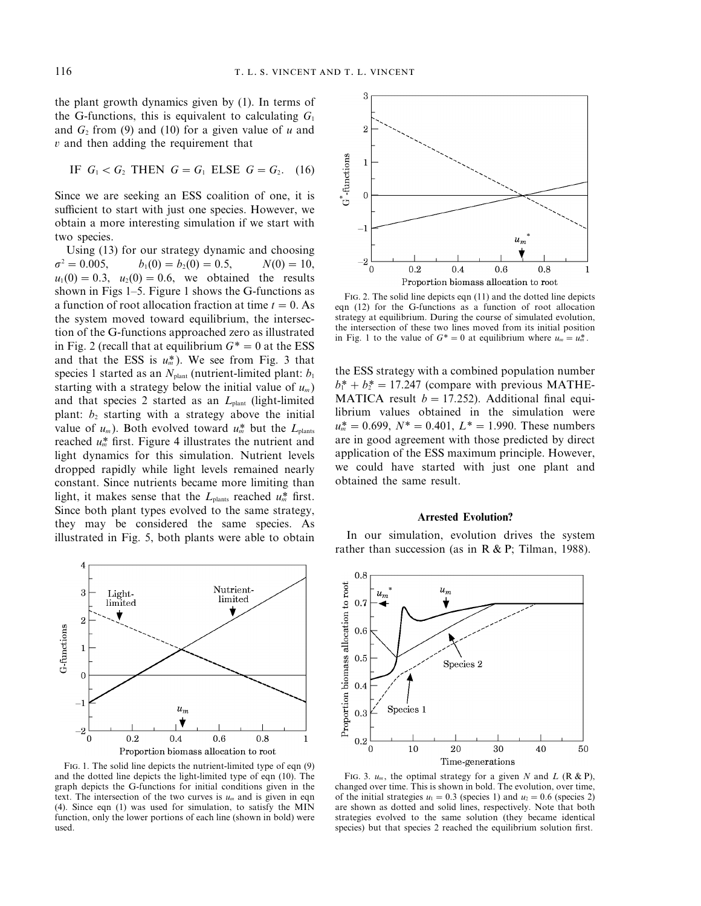the plant growth dynamics given by (1). In terms of the G-functions, this is equivalent to calculating $G_1$ and $G_2$ from (9) and (10) for a given value of $u$ and $v$ and then adding the requirement that

$$\text{IF } G_1 < G_2 \text{ THEN } G = G_1 \text{ ELSE } G = G_2. \quad (16)$$

Since we are seeking an ESS coalition of one, it is sufficient to start with just one species. However, we obtain a more interesting simulation if we start with two species.

Using (13) for our strategy dynamic and choosing $\sigma^2 = 0.005$, $b_1(0) = b_2(0) = 0.5$, $N(0) = 10$, $u_1(0) = 0.3$, $u_2(0) = 0.6$, we obtained the results shown in Figs 1–5. Figure 1 shows the G-functions as a function of root allocation fraction at time $t = 0$. As the system moved toward equilibrium, the intersection of the G-functions approached zero as illustrated in Fig. 2 (recall that at equilibrium $G^* = 0$ at the ESS and that the ESS is $u_m^*$). We see from Fig. 3 that species 1 started as an $N_{\text{plant}}$ (nutrient-limited plant: $b_1$ starting with a strategy below the initial value of $u_m$) and that species 2 started as an $L_{\text{plant}}$ (light-limited plant: $b_2$ starting with a strategy above the initial value of $u_m$). Both evolved toward $u_m^*$ but the $L_{\text{plants}}$ reached $u_m^*$ first. Figure 4 illustrates the nutrient and light dynamics for this simulation. Nutrient levels dropped rapidly while light levels remained nearly constant. Since nutrients became more limiting than light, it makes sense that the $L_{\text{plants}}$ reached $u_m^*$ first. Since both plant types evolved to the same strategy, they may be considered the same species. As illustrated in Fig. 5, both plants were able to obtain the ESS strategy with a combined population number $b_1^* + b_2^* = 17.247$ (compare with previous MATHEMATICA result $b = 17.252$). Additional final equilibrium values obtained in the simulation were $u_m^* = 0.699$, $N^* = 0.401$, $L^* = 1.990$. These numbers are in good agreement with those predicted by direct application of the ESS maximum principle. However, we could have started with just one plant and obtained the same result.

FIG. 1. The solid line depicts the nutrient-limited type of eqn (9) and the dotted line depicts the light-limited type of eqn (10). The graph depicts the G-functions for initial conditions given in the text. The intersection of the two curves is $u_m$ and is given in eqn (4). Since eqn (1) was used for simulation, to satisfy the MIN function, only the lower portions of each line (shown in bold) were used.

FIG. 2. The solid line depicts eqn (11) and the dotted line depicts eqn (12) for the G-functions as a function of root allocation strategy at equilibrium. During the course of simulated evolution, the intersection of these two lines moved from its initial position in Fig. 1 to the value of $G^* = 0$ at equilibrium where $u_m = u_m^*$.

FIG. 3. $u_m$, the optimal strategy for a given $N$ and $L$ (R & P), changed over time. This is shown in bold. The evolution, over time, of the initial strategies $u_1 = 0.3$ (species 1) and $u_2 = 0.6$ (species 2) are shown as dotted and solid lines, respectively. Note that both strategies evolved to the same solution (they became identical species) but that species 2 reached the equilibrium solution first.

## Arrested Evolution?

In our simulation, evolution drives the system rather than succession (as in R & P; Tilman, 1988).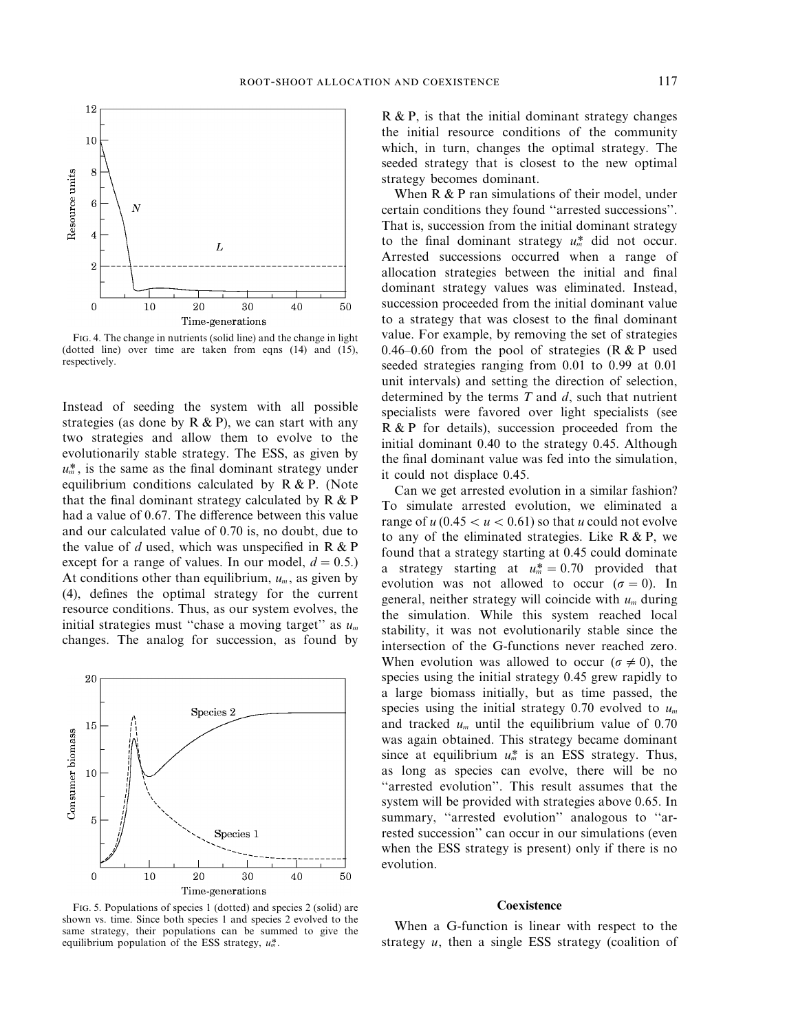FIG. 4. The change in nutrients (solid line) and the change in light (dotted line) over time are taken from eqns (14) and (15), respectively.

Instead of seeding the system with all possible strategies (as done by R & P), we can start with any two strategies and allow them to evolve to the evolutionarily stable strategy. The ESS, as given by $u_m^*$, is the same as the final dominant strategy under equilibrium conditions calculated by R & P. (Note that the final dominant strategy calculated by R & P had a value of 0.67. The difference between this value and our calculated value of 0.70 is, no doubt, due to the value of $d$ used, which was unspecified in R & P except for a range of values. In our model, $d = 0.5$.) At conditions other than equilibrium, $u_m$, as given by (4), defines the optimal strategy for the current resource conditions. Thus, as our system evolves, the initial strategies must "chase a moving target" as $u_m$ changes. The analog for succession, as found by R & P, is that the initial dominant strategy changes the initial resource conditions of the community which, in turn, changes the optimal strategy. The seeded strategy that is closest to the new optimal strategy becomes dominant.

FIG. 5. Populations of species 1 (dotted) and species 2 (solid) are shown vs. time. Since both species 1 and species 2 evolved to the same strategy, their populations can be summed to give the equilibrium population of the ESS strategy, $u_m^*$.

When R & P ran simulations of their model, under certain conditions they found "arrested successions". That is, succession from the initial dominant strategy to the final dominant strategy $u_m^*$ did not occur. Arrested successions occurred when a range of allocation strategies between the initial and final dominant strategy values was eliminated. Instead, succession proceeded from the initial dominant value to a strategy that was closest to the final dominant value. For example, by removing the set of strategies 0.46–0.60 from the pool of strategies (R & P used seeded strategies ranging from 0.01 to 0.99 at 0.01 unit intervals) and setting the direction of selection, determined by the terms $T$ and $d$, such that nutrient specialists were favored over light specialists (see R & P for details), succession proceeded from the initial dominant 0.40 to the strategy 0.45. Although the final dominant value was fed into the simulation, it could not displace 0.45.

Can we get arrested evolution in a similar fashion? To simulate arrested evolution, we eliminated a range of $u$ ($0.45 < u < 0.61$) so that $u$ could not evolve to any of the eliminated strategies. Like R & P, we found that a strategy starting at 0.45 could dominate a strategy starting at $u_m^* = 0.70$ provided that evolution was not allowed to occur ($\sigma = 0$). In general, neither strategy will coincide with $u_m$ during the simulation. While this system reached local stability, it was not evolutionarily stable since the intersection of the G-functions never reached zero. When evolution was allowed to occur ($\sigma \neq 0$), the species using the initial strategy 0.45 grew rapidly to a large biomass initially, but as time passed, the species using the initial strategy 0.70 evolved to $u_m$ and tracked $u_m$ until the equilibrium value of 0.70 was again obtained. This strategy became dominant since at equilibrium $u_m^*$ is an ESS strategy. Thus, as long as species can evolve, there will be no "arrested evolution". This result assumes that the system will be provided with strategies above 0.65. In summary, "arrested evolution" analogous to "arrested succession" can occur in our simulations (even when the ESS strategy is present) only if there is no evolution.

## Coexistence

When a G-function is linear with respect to the strategy $u$, then a single ESS strategy (coalition of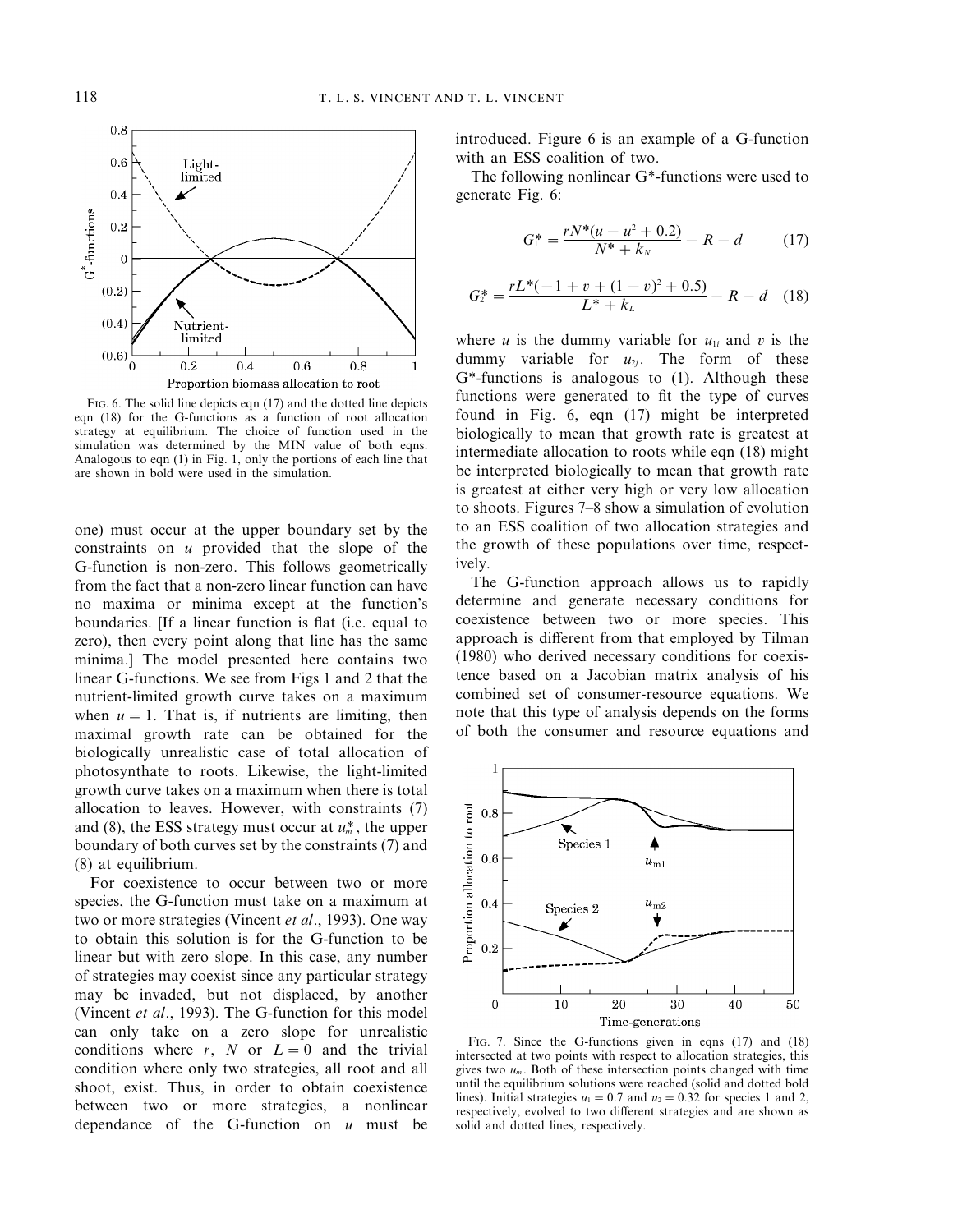FIG. 6. The solid line depicts eqn (17) and the dotted line depicts eqn (18) for the G-functions as a function of root allocation strategy at equilibrium. The choice of function used in the simulation was determined by the MIN value of both eqns. Analogous to eqn (1) in Fig. 1, only the portions of each line that are shown in bold were used in the simulation.

one) must occur at the upper boundary set by the constraints on $u$ provided that the slope of the G-function is non-zero. This follows geometrically from the fact that a non-zero linear function can have no maxima or minima except at the function's boundaries. [If a linear function is flat (i.e. equal to zero), then every point along that line has the same minima.] The model presented here contains two linear G-functions. We see from Figs 1 and 2 that the nutrient-limited growth curve takes on a maximum when $u = 1$. That is, if nutrients are limiting, then maximal growth rate can be obtained for the biologically unrealistic case of total allocation of photosynthate to roots. Likewise, the light-limited growth curve takes on a maximum when there is total allocation to leaves. However, with constraints (7) and (8), the ESS strategy must occur at $u_m^*$, the upper boundary of both curves set by the constraints (7) and (8) at equilibrium.

For coexistence to occur between two or more species, the G-function must take on a maximum at two or more strategies (Vincent *et al*., 1993). One way to obtain this solution is for the G-function to be linear but with zero slope. In this case, any number of strategies may coexist since any particular strategy may be invaded, but not displaced, by another (Vincent *et al*., 1993). The G-function for this model can only take on a zero slope for unrealistic conditions where $r$, $N$ or $L = 0$ and the trivial condition where only two strategies, all root and all shoot, exist. Thus, in order to obtain coexistence between two or more strategies, a nonlinear dependance of the G-function on $u$ must be introduced. Figure 6 is an example of a G-function with an ESS coalition of two.

The following nonlinear G*-functions were used to generate Fig. 6:

$$G_1^* = \frac{rN^*(u - u^2 + 0.2)}{N^* + k_N} - R - d \quad (17)$$

$$G_2^* = \frac{rL^*(-1 + v + (1 - v)^2 + 0.5)}{L^* + k_L} - R - d \quad (18)$$

where $u$ is the dummy variable for $u_{1i}$ and $v$ is the dummy variable for $u_{2j}$. The form of these G*-functions is analogous to (1). Although these functions were generated to fit the type of curves found in Fig. 6, eqn (17) might be interpreted biologically to mean that growth rate is greatest at intermediate allocation to roots while eqn (18) might be interpreted biologically to mean that growth rate is greatest at either very high or very low allocation to shoots. Figures 7–8 show a simulation of evolution to an ESS coalition of two allocation strategies and the growth of these populations over time, respectively.

The G-function approach allows us to rapidly determine and generate necessary conditions for coexistence between two or more species. This approach is different from that employed by Tilman (1980) who derived necessary conditions for coexistence based on a Jacobian matrix analysis of his combined set of consumer-resource equations. We note that this type of analysis depends on the forms of both the consumer and resource equations and

FIG. 7. Since the G-functions given in eqns (17) and (18) intersected at two points with respect to allocation strategies, this gives two $u_m$. Both of these intersection points changed with time until the equilibrium solutions were reached (solid and dotted bold lines). Initial strategies $u_1 = 0.7$ and $u_2 = 0.32$ for species 1 and 2, respectively, evolved to two different strategies and are shown as solid and dotted lines, respectively.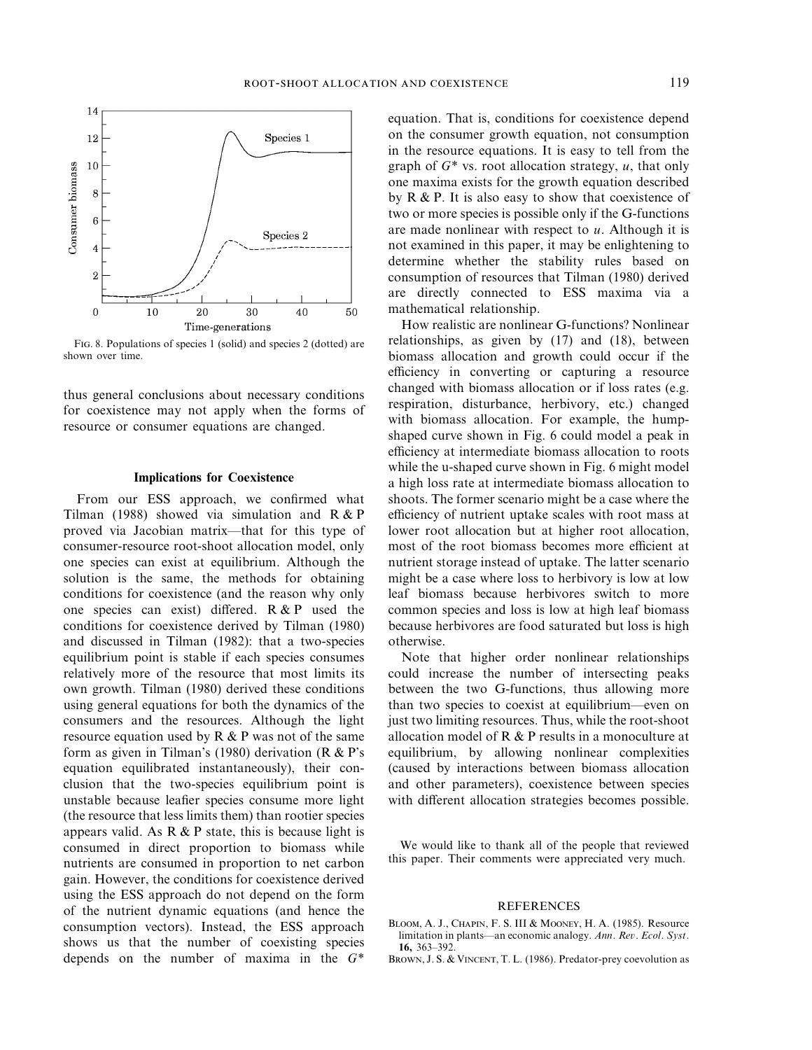FIG. 8. Populations of species 1 (solid) and species 2 (dotted) are shown over time.

thus general conclusions about necessary conditions for coexistence may not apply when the forms of resource or consumer equations are changed.

### Implications for Coexistence

From our ESS approach, we confirmed what Tilman (1988) showed via simulation and R & P proved via Jacobian matrix—that for this type of consumer-resource root-shoot allocation model, only one species can exist at equilibrium. Although the solution is the same, the methods for obtaining conditions for coexistence (and the reason why only one species can exist) differed. R & P used the conditions for coexistence derived by Tilman (1980) and discussed in Tilman (1982): that a two-species equilibrium point is stable if each species consumes relatively more of the resource that most limits its own growth. Tilman (1980) derived these conditions using general equations for both the dynamics of the consumers and the resources. Although the light resource equation used by R & P was not of the same form as given in Tilman's (1980) derivation (R & P's equation equilibrated instantaneously), their conclusion that the two-species equilibrium point is unstable because leafier species consume more light (the resource that less limits them) than rootier species appears valid. As R & P state, this is because light is consumed in direct proportion to biomass while nutrients are consumed in proportion to net carbon gain. However, the conditions for coexistence derived using the ESS approach do not depend on the form of the nutrient dynamic equations (and hence the consumption vectors). Instead, the ESS approach shows us that the number of coexisting species depends on the number of maxima in the $G^*$ equation. That is, conditions for coexistence depend on the consumer growth equation, not consumption in the resource equations. It is easy to tell from the graph of $G^*$ vs. root allocation strategy, $u$, that only one maxima exists for the growth equation described by R & P. It is also easy to show that coexistence of two or more species is possible only if the G-functions are made nonlinear with respect to $u$. Although it is not examined in this paper, it may be enlightening to determine whether the stability rules based on consumption of resources that Tilman (1980) derived are directly connected to ESS maxima via a mathematical relationship.

How realistic are nonlinear G-functions? Nonlinear relationships, as given by (17) and (18), between biomass allocation and growth could occur if the efficiency in converting or capturing a resource changed with biomass allocation or if loss rates (e.g. respiration, disturbance, herbivory, etc.) changed with biomass allocation. For example, the hump-shaped curve shown in Fig. 6 could model a peak in efficiency at intermediate biomass allocation to roots while the u-shaped curve shown in Fig. 6 might model a high loss rate at intermediate biomass allocation to shoots. The former scenario might be a case where the efficiency of nutrient uptake scales with root mass at lower root allocation but at higher root allocation, most of the root biomass becomes more efficient at nutrient storage instead of uptake. The latter scenario might be a case where loss to herbivory is low at low leaf biomass because herbivores switch to more common species and loss is low at high leaf biomass because herbivores are food saturated but loss is high otherwise.

Note that higher order nonlinear relationships could increase the number of intersecting peaks between the two G-functions, thus allowing more than two species to coexist at equilibrium—even on just two limiting resources. Thus, while the root-shoot allocation model of R & P results in a monoculture at equilibrium, by allowing nonlinear complexities (caused by interactions between biomass allocation and other parameters), coexistence between species with different allocation strategies becomes possible.

We would like to thank all of the people that reviewed this paper. Their comments were appreciated very much.

## REFERENCES

BLOOM, A. J., CHAPIN, F. S. III & MOONEY, H. A. (1985). Resource limitation in plants—an economic analogy. *Ann. Rev. Ecol. Syst.* **16,** 363–392.

BROWN, J. S. & VINCENT, T. L. (1986). Predator-prey coevolution as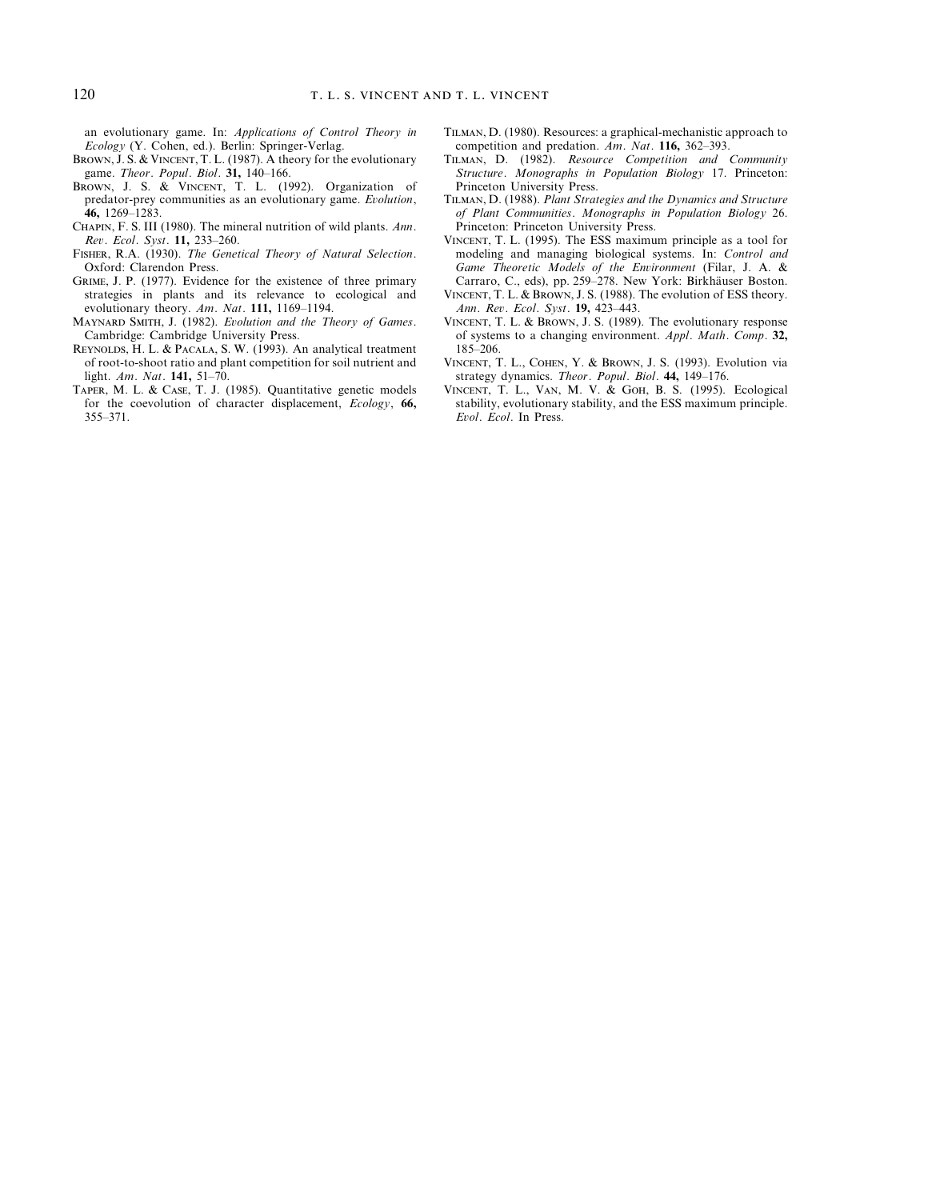an evolutionary game. In: *Applications of Control Theory in Ecology* (Y. Cohen, ed.). Berlin: Springer-Verlag.

BROWN, J. S. & VINCENT, T. L. (1987). A theory for the evolutionary game. *Theor. Popul. Biol.* **31,** 140–166.

BROWN, J. S. & VINCENT, T. L. (1992). Organization of predator-prey communities as an evolutionary game. *Evolution*, **46,** 1269–1283.

CHAPIN, F. S. III (1980). The mineral nutrition of wild plants. *Ann. Rev. Ecol. Syst.* **11,** 233–260.

FISHER, R.A. (1930). *The Genetical Theory of Natural Selection*. Oxford: Clarendon Press.

GRIME, J. P. (1977). Evidence for the existence of three primary strategies in plants and its relevance to ecological and evolutionary theory. *Am. Nat.* **111,** 1169–1194.

MAYNARD SMITH, J. (1982). *Evolution and the Theory of Games*. Cambridge: Cambridge University Press.

REYNOLDS, H. L. & PACALA, S. W. (1993). An analytical treatment of root-to-shoot ratio and plant competition for soil nutrient and light. *Am. Nat.* **141,** 51–70.

TAPER, M. L. & CASE, T. J. (1985). Quantitative genetic models for the coevolution of character displacement, *Ecology*, **66,** 355–371.

TILMAN, D. (1980). Resources: a graphical-mechanistic approach to competition and predation. *Am. Nat.* **116,** 362–393.

TILMAN, D. (1982). *Resource Competition and Community Structure. Monographs in Population Biology* 17. Princeton: Princeton University Press.

TILMAN, D. (1988). *Plant Strategies and the Dynamics and Structure of Plant Communities. Monographs in Population Biology* 26. Princeton: Princeton University Press.

VINCENT, T. L. (1995). The ESS maximum principle as a tool for modeling and managing biological systems. In: *Control and Game Theoretic Models of the Environment* (Filar, J. A. & Carraro, C., eds), pp. 259–278. New York: Birkhäuser Boston.

VINCENT, T. L. & BROWN, J. S. (1988). The evolution of ESS theory. *Ann. Rev. Ecol. Syst.* **19,** 423–443.

VINCENT, T. L. & BROWN, J. S. (1989). The evolutionary response of systems to a changing environment. *Appl. Math. Comp.* **32,** 185–206.

VINCENT, T. L., COHEN, Y. & BROWN, J. S. (1993). Evolution via strategy dynamics. *Theor. Popul. Biol.* **44,** 149–176.

VINCENT, T. L., VAN, M. V. & GOH, B. S. (1995). Ecological stability, evolutionary stability, and the ESS maximum principle. *Evol. Ecol.* In Press.